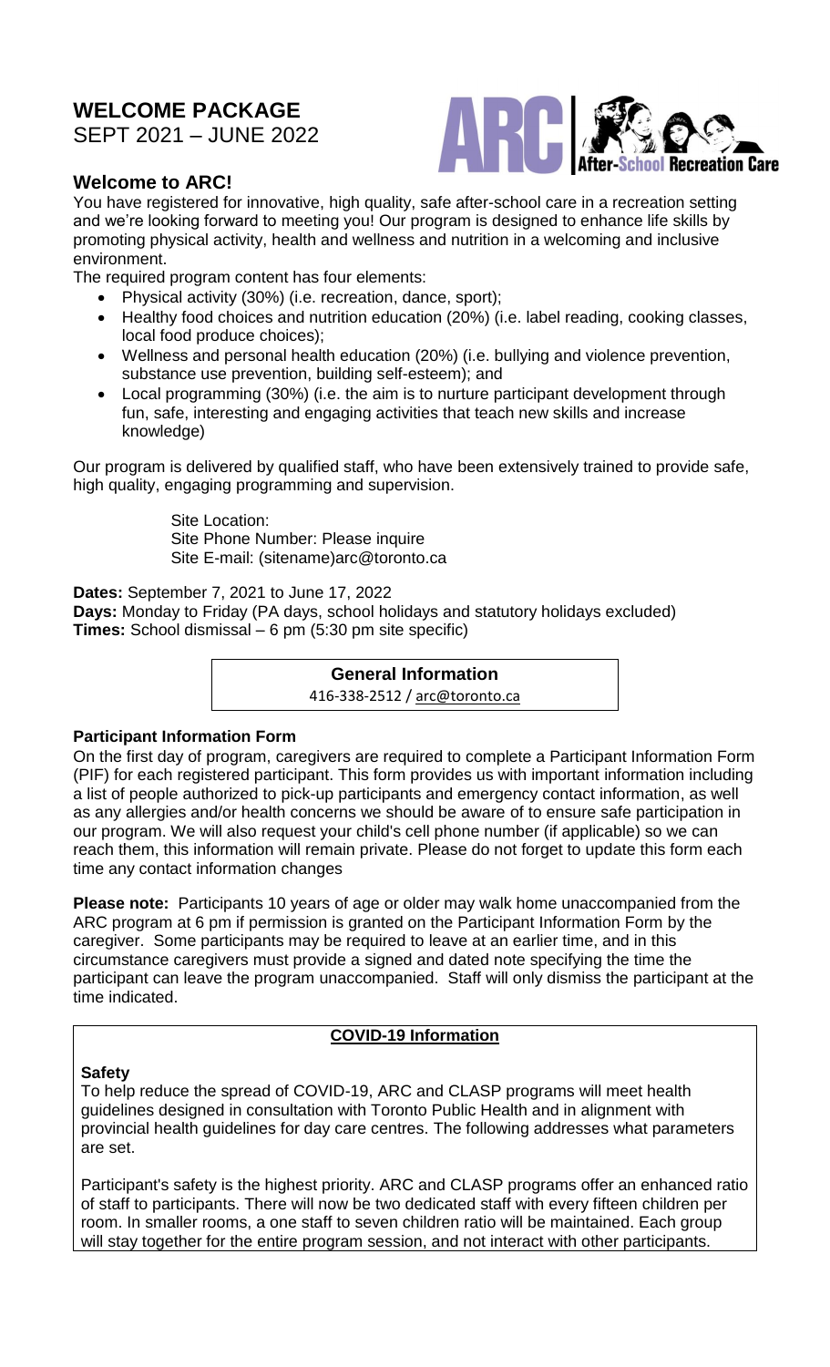# WELCOME PACKAGE

SEPT 2021 – JUNE 2022

## Welcome to ARC!

You have registered for innovative, high quality, safe after-school care in a recreation setting and we're looking forward to meeting you! Our program is designed to enhance life skills by promoting physical activity, health and wellness and nutrition in a welcoming and inclusive environment.

The required program content has four elements:

- Physical activity (30%) (i.e. recreation, dance, sport);
- Healthy food choices and nutrition education (20%) (i.e. label reading, cooking classes, local food produce choices);
- Wellness and personal health education (20%) (i.e. bullying and violence prevention, substance use prevention, building self-esteem); and
- Local programming (30%) (i.e. the aim is to nurture participant development through fun, safe, interesting and engaging activities that teach new skills and increase knowledge)

Our program is delivered by qualified staff, who have been extensively trained to provide safe, high quality, engaging programming and supervision.

Site Location:
Site Phone Number: Please inquire
Site E-mail: (sitename)arc@toronto.ca

**Dates:** September 7, 2021 to June 17, 2022
**Days:** Monday to Friday (PA days, school holidays and statutory holidays excluded)
**Times:** School dismissal – 6 pm (5:30 pm site specific)

**General Information**
416-338-2512 / arc@toronto.ca

### Participant Information Form

On the first day of program, caregivers are required to complete a Participant Information Form (PIF) for each registered participant. This form provides us with important information including a list of people authorized to pick-up participants and emergency contact information, as well as any allergies and/or health concerns we should be aware of to ensure safe participation in our program. We will also request your child's cell phone number (if applicable) so we can reach them, this information will remain private. Please do not forget to update this form each time any contact information changes

**Please note:** Participants 10 years of age or older may walk home unaccompanied from the ARC program at 6 pm if permission is granted on the Participant Information Form by the caregiver. Some participants may be required to leave at an earlier time, and in this circumstance caregivers must provide a signed and dated note specifying the time the participant can leave the program unaccompanied. Staff will only dismiss the participant at the time indicated.

## COVID-19 Information

### Safety

To help reduce the spread of COVID-19, ARC and CLASP programs will meet health guidelines designed in consultation with Toronto Public Health and in alignment with provincial health guidelines for day care centres. The following addresses what parameters are set.

Participant's safety is the highest priority. ARC and CLASP programs offer an enhanced ratio of staff to participants. There will now be two dedicated staff with every fifteen children per room. In smaller rooms, a one staff to seven children ratio will be maintained. Each group will stay together for the entire program session, and not interact with other participants.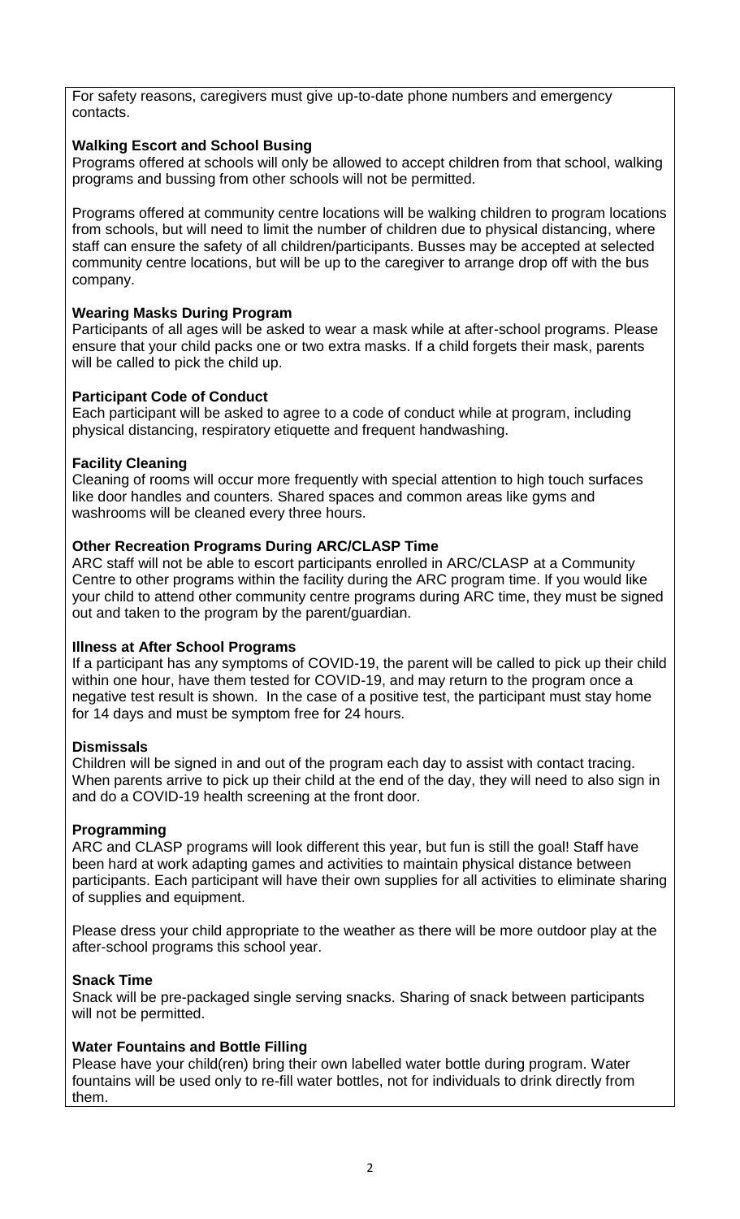For safety reasons, caregivers must give up-to-date phone numbers and emergency contacts.

**Walking Escort and School Busing**

Programs offered at schools will only be allowed to accept children from that school, walking programs and bussing from other schools will not be permitted.

Programs offered at community centre locations will be walking children to program locations from schools, but will need to limit the number of children due to physical distancing, where staff can ensure the safety of all children/participants. Busses may be accepted at selected community centre locations, but will be up to the caregiver to arrange drop off with the bus company.

**Wearing Masks During Program**

Participants of all ages will be asked to wear a mask while at after-school programs. Please ensure that your child packs one or two extra masks. If a child forgets their mask, parents will be called to pick the child up.

**Participant Code of Conduct**

Each participant will be asked to agree to a code of conduct while at program, including physical distancing, respiratory etiquette and frequent handwashing.

**Facility Cleaning**

Cleaning of rooms will occur more frequently with special attention to high touch surfaces like door handles and counters. Shared spaces and common areas like gyms and washrooms will be cleaned every three hours.

**Other Recreation Programs During ARC/CLASP Time**

ARC staff will not be able to escort participants enrolled in ARC/CLASP at a Community Centre to other programs within the facility during the ARC program time. If you would like your child to attend other community centre programs during ARC time, they must be signed out and taken to the program by the parent/guardian.

**Illness at After School Programs**

If a participant has any symptoms of COVID-19, the parent will be called to pick up their child within one hour, have them tested for COVID-19, and may return to the program once a negative test result is shown. In the case of a positive test, the participant must stay home for 14 days and must be symptom free for 24 hours.

**Dismissals**

Children will be signed in and out of the program each day to assist with contact tracing. When parents arrive to pick up their child at the end of the day, they will need to also sign in and do a COVID-19 health screening at the front door.

**Programming**

ARC and CLASP programs will look different this year, but fun is still the goal! Staff have been hard at work adapting games and activities to maintain physical distance between participants. Each participant will have their own supplies for all activities to eliminate sharing of supplies and equipment.

Please dress your child appropriate to the weather as there will be more outdoor play at the after-school programs this school year.

**Snack Time**

Snack will be pre-packaged single serving snacks. Sharing of snack between participants will not be permitted.

**Water Fountains and Bottle Filling**

Please have your child(ren) bring their own labelled water bottle during program. Water fountains will be used only to re-fill water bottles, not for individuals to drink directly from them.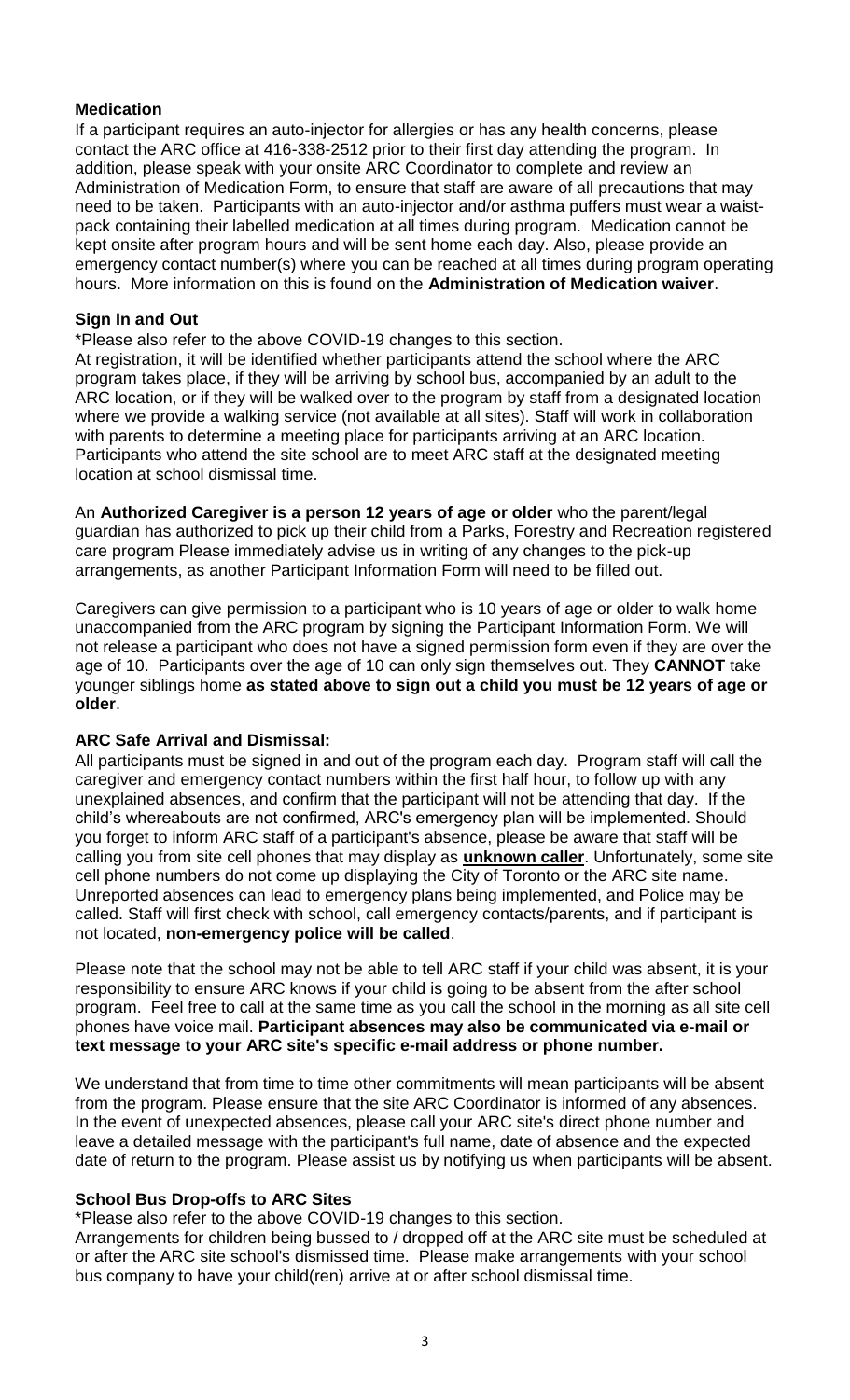## Medication

If a participant requires an auto-injector for allergies or has any health concerns, please contact the ARC office at 416-338-2512 prior to their first day attending the program. In addition, please speak with your onsite ARC Coordinator to complete and review an Administration of Medication Form, to ensure that staff are aware of all precautions that may need to be taken. Participants with an auto-injector and/or asthma puffers must wear a waist-pack containing their labelled medication at all times during program. Medication cannot be kept onsite after program hours and will be sent home each day. Also, please provide an emergency contact number(s) where you can be reached at all times during program operating hours. More information on this is found on the **Administration of Medication waiver**.

## Sign In and Out

*Please also refer to the above COVID-19 changes to this section.

At registration, it will be identified whether participants attend the school where the ARC program takes place, if they will be arriving by school bus, accompanied by an adult to the ARC location, or if they will be walked over to the program by staff from a designated location where we provide a walking service (not available at all sites). Staff will work in collaboration with parents to determine a meeting place for participants arriving at an ARC location. Participants who attend the site school are to meet ARC staff at the designated meeting location at school dismissal time.

An **Authorized Caregiver is a person 12 years of age or older** who the parent/legal guardian has authorized to pick up their child from a Parks, Forestry and Recreation registered care program Please immediately advise us in writing of any changes to the pick-up arrangements, as another Participant Information Form will need to be filled out.

Caregivers can give permission to a participant who is 10 years of age or older to walk home unaccompanied from the ARC program by signing the Participant Information Form. We will not release a participant who does not have a signed permission form even if they are over the age of 10. Participants over the age of 10 can only sign themselves out. They **CANNOT** take younger siblings home **as stated above to sign out a child you must be 12 years of age or older**.

## ARC Safe Arrival and Dismissal:

All participants must be signed in and out of the program each day. Program staff will call the caregiver and emergency contact numbers within the first half hour, to follow up with any unexplained absences, and confirm that the participant will not be attending that day. If the child's whereabouts are not confirmed, ARC's emergency plan will be implemented. Should you forget to inform ARC staff of a participant's absence, please be aware that staff will be calling you from site cell phones that may display as **unknown caller**. Unfortunately, some site cell phone numbers do not come up displaying the City of Toronto or the ARC site name. Unreported absences can lead to emergency plans being implemented, and Police may be called. Staff will first check with school, call emergency contacts/parents, and if participant is not located, **non-emergency police will be called**.

Please note that the school may not be able to tell ARC staff if your child was absent, it is your responsibility to ensure ARC knows if your child is going to be absent from the after school program. Feel free to call at the same time as you call the school in the morning as all site cell phones have voice mail. **Participant absences may also be communicated via e-mail or text message to your ARC site's specific e-mail address or phone number.**

We understand that from time to time other commitments will mean participants will be absent from the program. Please ensure that the site ARC Coordinator is informed of any absences. In the event of unexpected absences, please call your ARC site's direct phone number and leave a detailed message with the participant's full name, date of absence and the expected date of return to the program. Please assist us by notifying us when participants will be absent.

## School Bus Drop-offs to ARC Sites

*Please also refer to the above COVID-19 changes to this section.

Arrangements for children being bussed to / dropped off at the ARC site must be scheduled at or after the ARC site school's dismissed time. Please make arrangements with your school bus company to have your child(ren) arrive at or after school dismissal time.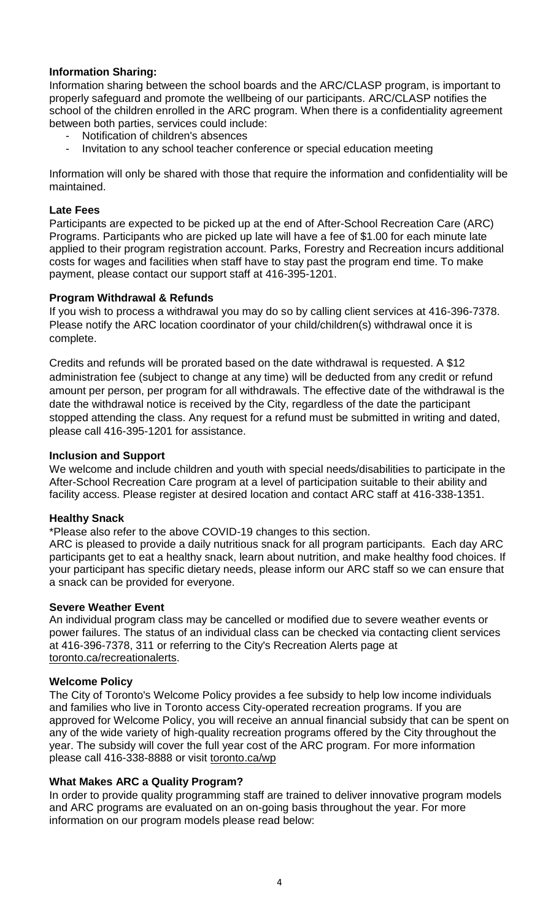**Information Sharing:**

Information sharing between the school boards and the ARC/CLASP program, is important to properly safeguard and promote the wellbeing of our participants. ARC/CLASP notifies the school of the children enrolled in the ARC program. When there is a confidentiality agreement between both parties, services could include:

- Notification of children's absences
- Invitation to any school teacher conference or special education meeting

Information will only be shared with those that require the information and confidentiality will be maintained.

**Late Fees**

Participants are expected to be picked up at the end of After-School Recreation Care (ARC) Programs. Participants who are picked up late will have a fee of $1.00 for each minute late applied to their program registration account. Parks, Forestry and Recreation incurs additional costs for wages and facilities when staff have to stay past the program end time. To make payment, please contact our support staff at 416-395-1201.

**Program Withdrawal & Refunds**

If you wish to process a withdrawal you may do so by calling client services at 416-396-7378. Please notify the ARC location coordinator of your child/children(s) withdrawal once it is complete.

Credits and refunds will be prorated based on the date withdrawal is requested. A $12 administration fee (subject to change at any time) will be deducted from any credit or refund amount per person, per program for all withdrawals. The effective date of the withdrawal is the date the withdrawal notice is received by the City, regardless of the date the participant stopped attending the class. Any request for a refund must be submitted in writing and dated, please call 416-395-1201 for assistance.

**Inclusion and Support**

We welcome and include children and youth with special needs/disabilities to participate in the After-School Recreation Care program at a level of participation suitable to their ability and facility access. Please register at desired location and contact ARC staff at 416-338-1351.

**Healthy Snack**

*Please also refer to the above COVID-19 changes to this section.

ARC is pleased to provide a daily nutritious snack for all program participants. Each day ARC participants get to eat a healthy snack, learn about nutrition, and make healthy food choices. If your participant has specific dietary needs, please inform our ARC staff so we can ensure that a snack can be provided for everyone.

**Severe Weather Event**

An individual program class may be cancelled or modified due to severe weather events or power failures. The status of an individual class can be checked via contacting client services at 416-396-7378, 311 or referring to the City's Recreation Alerts page at toronto.ca/recreationalerts.

**Welcome Policy**

The City of Toronto's Welcome Policy provides a fee subsidy to help low income individuals and families who live in Toronto access City-operated recreation programs. If you are approved for Welcome Policy, you will receive an annual financial subsidy that can be spent on any of the wide variety of high-quality recreation programs offered by the City throughout the year. The subsidy will cover the full year cost of the ARC program. For more information please call 416-338-8888 or visit toronto.ca/wp

**What Makes ARC a Quality Program?**

In order to provide quality programming staff are trained to deliver innovative program models and ARC programs are evaluated on an on-going basis throughout the year. For more information on our program models please read below: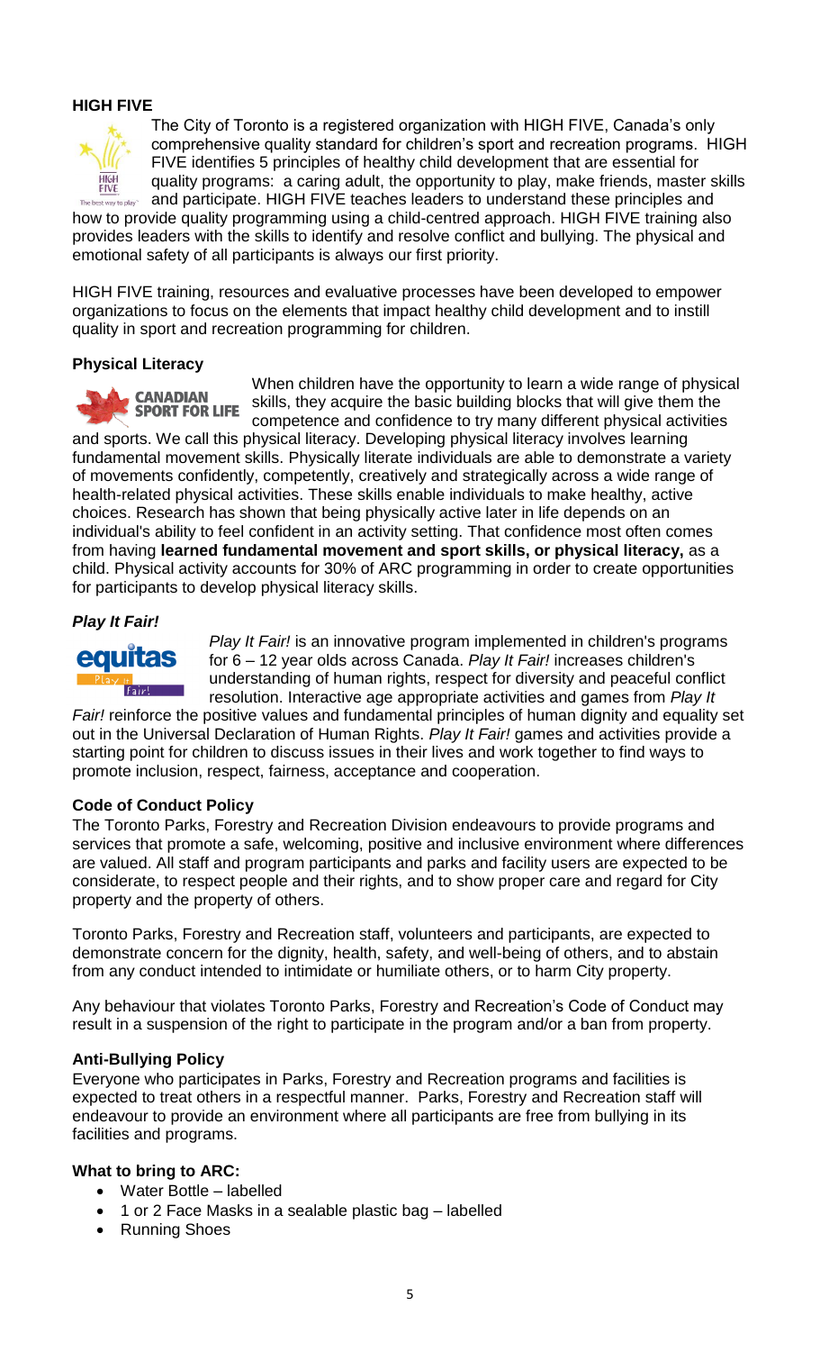## HIGH FIVE

The City of Toronto is a registered organization with HIGH FIVE, Canada's only comprehensive quality standard for children's sport and recreation programs. HIGH FIVE identifies 5 principles of healthy child development that are essential for quality programs: a caring adult, the opportunity to play, make friends, master skills and participate. HIGH FIVE teaches leaders to understand these principles and how to provide quality programming using a child-centred approach. HIGH FIVE training also provides leaders with the skills to identify and resolve conflict and bullying. The physical and emotional safety of all participants is always our first priority.

HIGH FIVE training, resources and evaluative processes have been developed to empower organizations to focus on the elements that impact healthy child development and to instill quality in sport and recreation programming for children.

## Physical Literacy

When children have the opportunity to learn a wide range of physical skills, they acquire the basic building blocks that will give them the competence and confidence to try many different physical activities and sports. We call this physical literacy. Developing physical literacy involves learning fundamental movement skills. Physically literate individuals are able to demonstrate a variety of movements confidently, competently, creatively and strategically across a wide range of health-related physical activities. These skills enable individuals to make healthy, active choices. Research has shown that being physically active later in life depends on an individual's ability to feel confident in an activity setting. That confidence most often comes from having **learned fundamental movement and sport skills, or physical literacy,** as a child. Physical activity accounts for 30% of ARC programming in order to create opportunities for participants to develop physical literacy skills.

## *Play It Fair!*

*Play It Fair!* is an innovative program implemented in children's programs for 6 – 12 year olds across Canada. *Play It Fair!* increases children's understanding of human rights, respect for diversity and peaceful conflict resolution. Interactive age appropriate activities and games from *Play It Fair!* reinforce the positive values and fundamental principles of human dignity and equality set out in the Universal Declaration of Human Rights. *Play It Fair!* games and activities provide a starting point for children to discuss issues in their lives and work together to find ways to promote inclusion, respect, fairness, acceptance and cooperation.

## Code of Conduct Policy

The Toronto Parks, Forestry and Recreation Division endeavours to provide programs and services that promote a safe, welcoming, positive and inclusive environment where differences are valued. All staff and program participants and parks and facility users are expected to be considerate, to respect people and their rights, and to show proper care and regard for City property and the property of others.

Toronto Parks, Forestry and Recreation staff, volunteers and participants, are expected to demonstrate concern for the dignity, health, safety, and well-being of others, and to abstain from any conduct intended to intimidate or humiliate others, or to harm City property.

Any behaviour that violates Toronto Parks, Forestry and Recreation's Code of Conduct may result in a suspension of the right to participate in the program and/or a ban from property.

## Anti-Bullying Policy

Everyone who participates in Parks, Forestry and Recreation programs and facilities is expected to treat others in a respectful manner. Parks, Forestry and Recreation staff will endeavour to provide an environment where all participants are free from bullying in its facilities and programs.

## What to bring to ARC:

- Water Bottle – labelled
- 1 or 2 Face Masks in a sealable plastic bag – labelled
- Running Shoes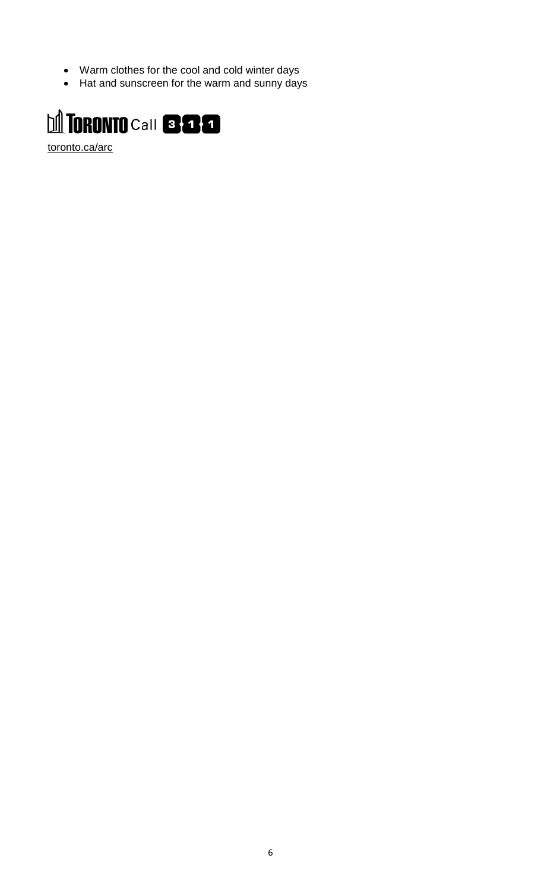- Warm clothes for the cool and cold winter days
- Hat and sunscreen for the warm and sunny days

TORONTO Call 3-1-1

toronto.ca/arc